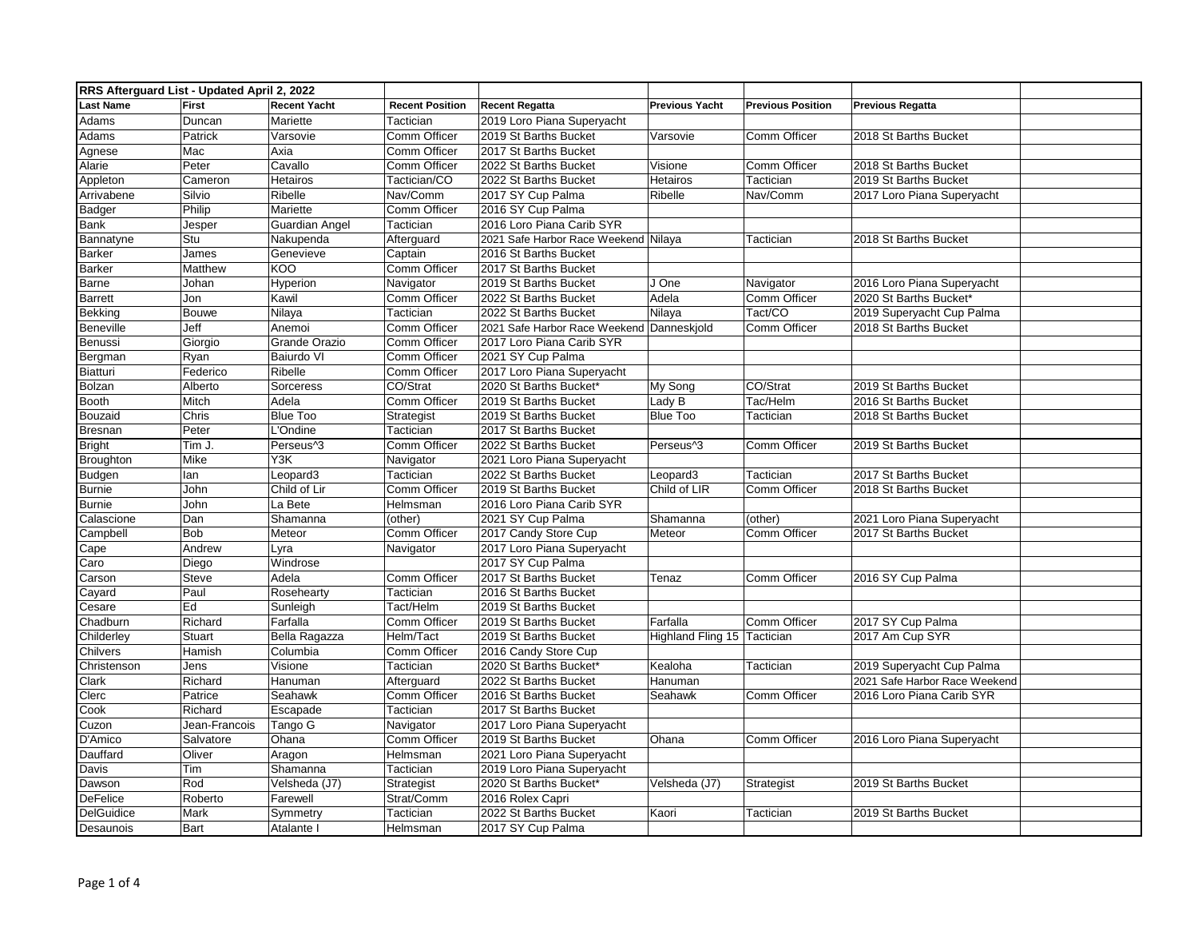**RRS Afterguard List - Updated April 2, 2022**

| Last Name | First | Recent Yacht | Recent Position | Recent Regatta | Previous Yacht | Previous Position | Previous Regatta | |
|---|---|---|---|---|---|---|---|---|
| Adams | Duncan | Mariette | Tactician | 2019 Loro Piana Superyacht | | | | |
| Adams | Patrick | Varsovie | Comm Officer | 2019 St Barths Bucket | Varsovie | Comm Officer | 2018 St Barths Bucket | |
| Agnese | Mac | Axia | Comm Officer | 2017 St Barths Bucket | | | | |
| Alarie | Peter | Cavallo | Comm Officer | 2022 St Barths Bucket | Visione | Comm Officer | 2018 St Barths Bucket | |
| Appleton | Cameron | Hetairos | Tactician/CO | 2022 St Barths Bucket | Hetairos | Tactician | 2019 St Barths Bucket | |
| Arrivabene | Silvio | Ribelle | Nav/Comm | 2017 SY Cup Palma | Ribelle | Nav/Comm | 2017 Loro Piana Superyacht | |
| Badger | Philip | Mariette | Comm Officer | 2016 SY Cup Palma | | | | |
| Bank | Jesper | Guardian Angel | Tactician | 2016 Loro Piana Carib SYR | | | | |
| Bannatyne | Stu | Nakupenda | Afterguard | 2021 Safe Harbor Race Weekend | Nilaya | Tactician | 2018 St Barths Bucket | |
| Barker | James | Genevieve | Captain | 2016 St Barths Bucket | | | | |
| Barker | Matthew | KOO | Comm Officer | 2017 St Barths Bucket | | | | |
| Barne | Johan | Hyperion | Navigator | 2019 St Barths Bucket | J One | Navigator | 2016 Loro Piana Superyacht | |
| Barrett | Jon | Kawil | Comm Officer | 2022 St Barths Bucket | Adela | Comm Officer | 2020 St Barths Bucket* | |
| Bekking | Bouwe | Nilaya | Tactician | 2022 St Barths Bucket | Nilaya | Tact/CO | 2019 Superyacht Cup Palma | |
| Beneville | Jeff | Anemoi | Comm Officer | 2021 Safe Harbor Race Weekend | Danneskjold | Comm Officer | 2018 St Barths Bucket | |
| Benussi | Giorgio | Grande Orazio | Comm Officer | 2017 Loro Piana Carib SYR | | | | |
| Bergman | Ryan | Baiurdo VI | Comm Officer | 2021 SY Cup Palma | | | | |
| Biatturi | Federico | Ribelle | Comm Officer | 2017 Loro Piana Superyacht | | | | |
| Bolzan | Alberto | Sorceress | CO/Strat | 2020 St Barths Bucket* | My Song | CO/Strat | 2019 St Barths Bucket | |
| Booth | Mitch | Adela | Comm Officer | 2019 St Barths Bucket | Lady B | Tac/Helm | 2016 St Barths Bucket | |
| Bouzaid | Chris | Blue Too | Strategist | 2019 St Barths Bucket | Blue Too | Tactician | 2018 St Barths Bucket | |
| Bresnan | Peter | L'Ondine | Tactician | 2017 St Barths Bucket | | | | |
| Bright | Tim J. | Perseus^3 | Comm Officer | 2022 St Barths Bucket | Perseus^3 | Comm Officer | 2019 St Barths Bucket | |
| Broughton | Mike | Y3K | Navigator | 2021 Loro Piana Superyacht | | | | |
| Budgen | Ian | Leopard3 | Tactician | 2022 St Barths Bucket | Leopard3 | Tactician | 2017 St Barths Bucket | |
| Burnie | John | Child of Lir | Comm Officer | 2019 St Barths Bucket | Child of LIR | Comm Officer | 2018 St Barths Bucket | |
| Burnie | John | La Bete | Helmsman | 2016 Loro Piana Carib SYR | | | | |
| Calascione | Dan | Shamanna | (other) | 2021 SY Cup Palma | Shamanna | (other) | 2021 Loro Piana Superyacht | |
| Campbell | Bob | Meteor | Comm Officer | 2017 Candy Store Cup | Meteor | Comm Officer | 2017 St Barths Bucket | |
| Cape | Andrew | Lyra | Navigator | 2017 Loro Piana Superyacht | | | | |
| Caro | Diego | Windrose | | 2017 SY Cup Palma | | | | |
| Carson | Steve | Adela | Comm Officer | 2017 St Barths Bucket | Tenaz | Comm Officer | 2016 SY Cup Palma | |
| Cayard | Paul | Rosehearty | Tactician | 2016 St Barths Bucket | | | | |
| Cesare | Ed | Sunleigh | Tact/Helm | 2019 St Barths Bucket | | | | |
| Chadburn | Richard | Farfalla | Comm Officer | 2019 St Barths Bucket | Farfalla | Comm Officer | 2017 SY Cup Palma | |
| Childerley | Stuart | Bella Ragazza | Helm/Tact | 2019 St Barths Bucket | Highland Fling 15 | Tactician | 2017 Am Cup SYR | |
| Chilvers | Hamish | Columbia | Comm Officer | 2016 Candy Store Cup | | | | |
| Christenson | Jens | Visione | Tactician | 2020 St Barths Bucket* | Kealoha | Tactician | 2019 Superyacht Cup Palma | |
| Clark | Richard | Hanuman | Afterguard | 2022 St Barths Bucket | Hanuman | | 2021 Safe Harbor Race Weekend | |
| Clerc | Patrice | Seahawk | Comm Officer | 2016 St Barths Bucket | Seahawk | Comm Officer | 2016 Loro Piana Carib SYR | |
| Cook | Richard | Escapade | Tactician | 2017 St Barths Bucket | | | | |
| Cuzon | Jean-Francois | Tango G | Navigator | 2017 Loro Piana Superyacht | | | | |
| D'Amico | Salvatore | Ohana | Comm Officer | 2019 St Barths Bucket | Ohana | Comm Officer | 2016 Loro Piana Superyacht | |
| Dauffard | Oliver | Aragon | Helmsman | 2021 Loro Piana Superyacht | | | | |
| Davis | Tim | Shamanna | Tactician | 2019 Loro Piana Superyacht | | | | |
| Dawson | Rod | Velsheda (J7) | Strategist | 2020 St Barths Bucket* | Velsheda (J7) | Strategist | 2019 St Barths Bucket | |
| DeFelice | Roberto | Farewell | Strat/Comm | 2016 Rolex Capri | | | | |
| DelGuidice | Mark | Symmetry | Tactician | 2022 St Barths Bucket | Kaori | Tactician | 2019 St Barths Bucket | |
| Desaunois | Bart | Atalante I | Helmsman | 2017 SY Cup Palma | | | | |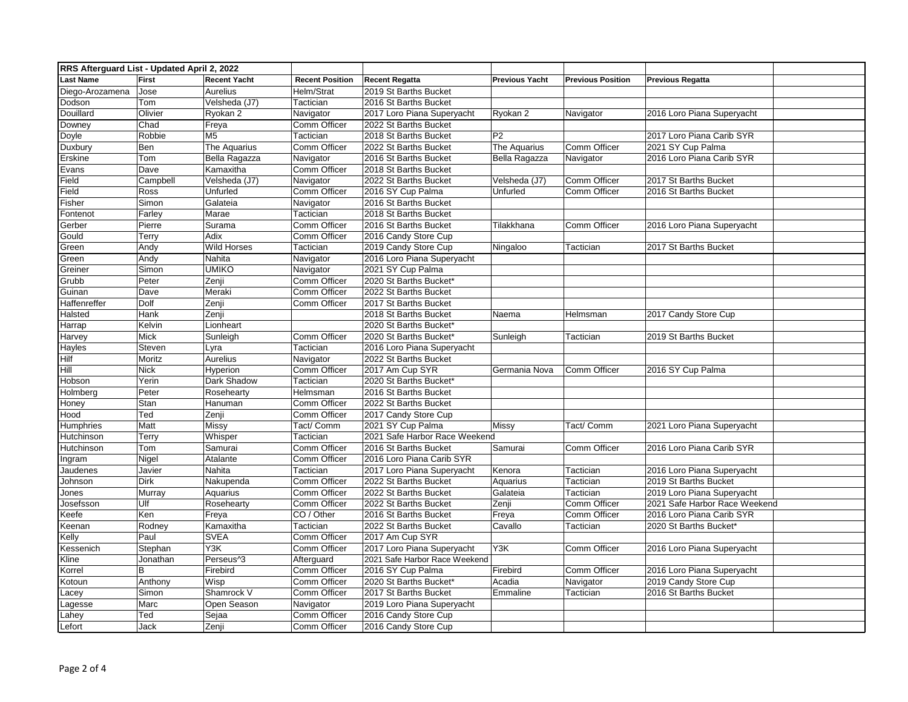**RRS Afterguard List - Updated April 2, 2022**

| Last Name | First | Recent Yacht | Recent Position | Recent Regatta | Previous Yacht | Previous Position | Previous Regatta | |
|---|---|---|---|---|---|---|---|---|
| Diego-Arozamena | Jose | Aurelius | Helm/Strat | 2019 St Barths Bucket | | | | |
| Dodson | Tom | Velsheda (J7) | Tactician | 2016 St Barths Bucket | | | | |
| Douillard | Olivier | Ryokan 2 | Navigator | 2017 Loro Piana Superyacht | Ryokan 2 | Navigator | 2016 Loro Piana Superyacht | |
| Downey | Chad | Freya | Comm Officer | 2022 St Barths Bucket | | | | |
| Doyle | Robbie | M5 | Tactician | 2018 St Barths Bucket | P2 | | 2017 Loro Piana Carib SYR | |
| Duxbury | Ben | The Aquarius | Comm Officer | 2022 St Barths Bucket | The Aquarius | Comm Officer | 2021 SY Cup Palma | |
| Erskine | Tom | Bella Ragazza | Navigator | 2016 St Barths Bucket | Bella Ragazza | Navigator | 2016 Loro Piana Carib SYR | |
| Evans | Dave | Kamaxitha | Comm Officer | 2018 St Barths Bucket | | | | |
| Field | Campbell | Velsheda (J7) | Navigator | 2022 St Barths Bucket | Velsheda (J7) | Comm Officer | 2017 St Barths Bucket | |
| Field | Ross | Unfurled | Comm Officer | 2016 SY Cup Palma | Unfurled | Comm Officer | 2016 St Barths Bucket | |
| Fisher | Simon | Galateia | Navigator | 2016 St Barths Bucket | | | | |
| Fontenot | Farley | Marae | Tactician | 2018 St Barths Bucket | | | | |
| Gerber | Pierre | Surama | Comm Officer | 2016 St Barths Bucket | Tilakkhana | Comm Officer | 2016 Loro Piana Superyacht | |
| Gould | Terry | Adix | Comm Officer | 2016 Candy Store Cup | | | | |
| Green | Andy | Wild Horses | Tactician | 2019 Candy Store Cup | Ningaloo | Tactician | 2017 St Barths Bucket | |
| Green | Andy | Nahita | Navigator | 2016 Loro Piana Superyacht | | | | |
| Greiner | Simon | UMIKO | Navigator | 2021 SY Cup Palma | | | | |
| Grubb | Peter | Zenji | Comm Officer | 2020 St Barths Bucket* | | | | |
| Guinan | Dave | Meraki | Comm Officer | 2022 St Barths Bucket | | | | |
| Haffenreffer | Dolf | Zenji | Comm Officer | 2017 St Barths Bucket | | | | |
| Halsted | Hank | Zenji | | 2018 St Barths Bucket | Naema | Helmsman | 2017 Candy Store Cup | |
| Harrap | Kelvin | Lionheart | | 2020 St Barths Bucket* | | | | |
| Harvey | Mick | Sunleigh | Comm Officer | 2020 St Barths Bucket* | Sunleigh | Tactician | 2019 St Barths Bucket | |
| Hayles | Steven | Lyra | Tactician | 2016 Loro Piana Superyacht | | | | |
| Hilf | Moritz | Aurelius | Navigator | 2022 St Barths Bucket | | | | |
| Hill | Nick | Hyperion | Comm Officer | 2017 Am Cup SYR | Germania Nova | Comm Officer | 2016 SY Cup Palma | |
| Hobson | Yerin | Dark Shadow | Tactician | 2020 St Barths Bucket* | | | | |
| Holmberg | Peter | Rosehearty | Helmsman | 2016 St Barths Bucket | | | | |
| Honey | Stan | Hanuman | Comm Officer | 2022 St Barths Bucket | | | | |
| Hood | Ted | Zenji | Comm Officer | 2017 Candy Store Cup | | | | |
| Humphries | Matt | Missy | Tact/ Comm | 2021 SY Cup Palma | Missy | Tact/ Comm | 2021 Loro Piana Superyacht | |
| Hutchinson | Terry | Whisper | Tactician | 2021 Safe Harbor Race Weekend | | | | |
| Hutchinson | Tom | Samurai | Comm Officer | 2016 St Barths Bucket | Samurai | Comm Officer | 2016 Loro Piana Carib SYR | |
| Ingram | Nigel | Atalante | Comm Officer | 2016 Loro Piana Carib SYR | | | | |
| Jaudenes | Javier | Nahita | Tactician | 2017 Loro Piana Superyacht | Kenora | Tactician | 2016 Loro Piana Superyacht | |
| Johnson | Dirk | Nakupenda | Comm Officer | 2022 St Barths Bucket | Aquarius | Tactician | 2019 St Barths Bucket | |
| Jones | Murray | Aquarius | Comm Officer | 2022 St Barths Bucket | Galateia | Tactician | 2019 Loro Piana Superyacht | |
| Josefsson | Ulf | Rosehearty | Comm Officer | 2022 St Barths Bucket | Zenji | Comm Officer | 2021 Safe Harbor Race Weekend | |
| Keefe | Ken | Freya | CO / Other | 2016 St Barths Bucket | Freya | Comm Officer | 2016 Loro Piana Carib SYR | |
| Keenan | Rodney | Kamaxitha | Tactician | 2022 St Barths Bucket | Cavallo | Tactician | 2020 St Barths Bucket* | |
| Kelly | Paul | SVEA | Comm Officer | 2017 Am Cup SYR | | | | |
| Kessenich | Stephan | Y3K | Comm Officer | 2017 Loro Piana Superyacht | Y3K | Comm Officer | 2016 Loro Piana Superyacht | |
| Kline | Jonathan | Perseus^3 | Afterguard | 2021 Safe Harbor Race Weekend | | | | |
| Korrel | B | Firebird | Comm Officer | 2016 SY Cup Palma | Firebird | Comm Officer | 2016 Loro Piana Superyacht | |
| Kotoun | Anthony | Wisp | Comm Officer | 2020 St Barths Bucket* | Acadia | Navigator | 2019 Candy Store Cup | |
| Lacey | Simon | Shamrock V | Comm Officer | 2017 St Barths Bucket | Emmaline | Tactician | 2016 St Barths Bucket | |
| Lagesse | Marc | Open Season | Navigator | 2019 Loro Piana Superyacht | | | | |
| Lahey | Ted | Sejaa | Comm Officer | 2016 Candy Store Cup | | | | |
| Lefort | Jack | Zenji | Comm Officer | 2016 Candy Store Cup | | | | |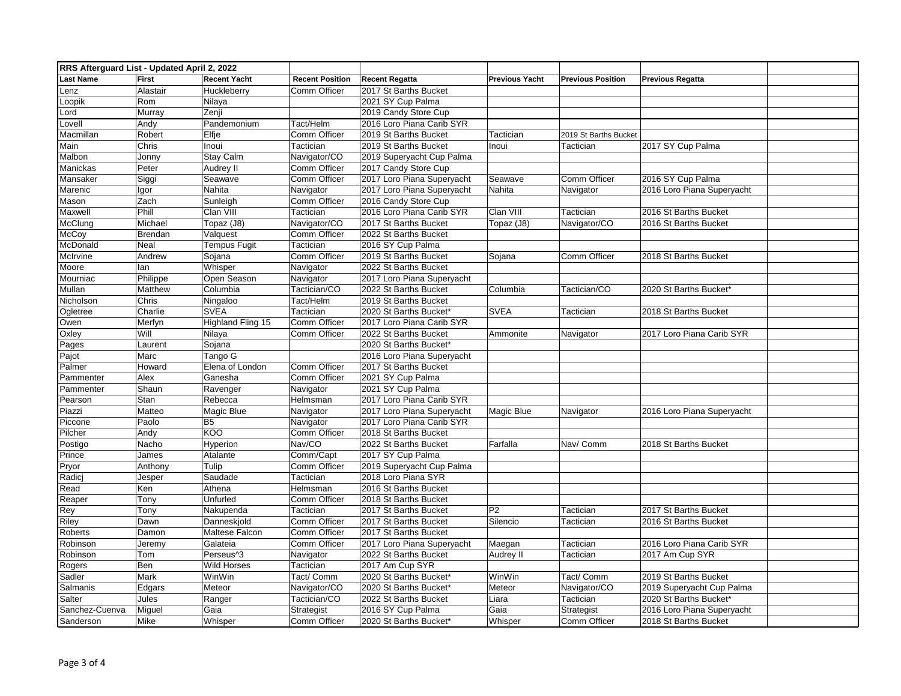| RRS Afterguard List - Updated April 2, 2022 | | | | | | | | |
|---|---|---|---|---|---|---|---|---|
| **Last Name** | **First** | **Recent Yacht** | **Recent Position** | **Recent Regatta** | **Previous Yacht** | **Previous Position** | **Previous Regatta** | |
| Lenz | Alastair | Huckleberry | Comm Officer | 2017 St Barths Bucket | | | | |
| Loopik | Rom | Nilaya | | 2021 SY Cup Palma | | | | |
| Lord | Murray | Zenji | | 2019 Candy Store Cup | | | | |
| Lovell | Andy | Pandemonium | Tact/Helm | 2016 Loro Piana Carib SYR | | | | |
| Macmillan | Robert | Elfje | Comm Officer | 2019 St Barths Bucket | Tactician | 2019 St Barths Bucket | | |
| Main | Chris | Inoui | Tactician | 2019 St Barths Bucket | Inoui | Tactician | 2017 SY Cup Palma | |
| Malbon | Jonny | Stay Calm | Navigator/CO | 2019 Superyacht Cup Palma | | | | |
| Manickas | Peter | Audrey II | Comm Officer | 2017 Candy Store Cup | | | | |
| Mansaker | Siggi | Seawave | Comm Officer | 2017 Loro Piana Superyacht | Seawave | Comm Officer | 2016 SY Cup Palma | |
| Marenic | Igor | Nahita | Navigator | 2017 Loro Piana Superyacht | Nahita | Navigator | 2016 Loro Piana Superyacht | |
| Mason | Zach | Sunleigh | Comm Officer | 2016 Candy Store Cup | | | | |
| Maxwell | Phill | Clan VIII | Tactician | 2016 Loro Piana Carib SYR | Clan VIII | Tactician | 2016 St Barths Bucket | |
| McClung | Michael | Topaz (J8) | Navigator/CO | 2017 St Barths Bucket | Topaz (J8) | Navigator/CO | 2016 St Barths Bucket | |
| McCoy | Brendan | Valquest | Comm Officer | 2022 St Barths Bucket | | | | |
| McDonald | Neal | Tempus Fugit | Tactician | 2016 SY Cup Palma | | | | |
| McIrvine | Andrew | Sojana | Comm Officer | 2019 St Barths Bucket | Sojana | Comm Officer | 2018 St Barths Bucket | |
| Moore | Ian | Whisper | Navigator | 2022 St Barths Bucket | | | | |
| Mourniac | Philippe | Open Season | Navigator | 2017 Loro Piana Superyacht | | | | |
| Mullan | Matthew | Columbia | Tactician/CO | 2022 St Barths Bucket | Columbia | Tactician/CO | 2020 St Barths Bucket* | |
| Nicholson | Chris | Ningaloo | Tact/Helm | 2019 St Barths Bucket | | | | |
| Ogletree | Charlie | SVEA | Tactician | 2020 St Barths Bucket* | SVEA | Tactician | 2018 St Barths Bucket | |
| Owen | Merfyn | Highland Fling 15 | Comm Officer | 2017 Loro Piana Carib SYR | | | | |
| Oxley | Will | Nilaya | Comm Officer | 2022 St Barths Bucket | Ammonite | Navigator | 2017 Loro Piana Carib SYR | |
| Pages | Laurent | Sojana | | 2020 St Barths Bucket* | | | | |
| Pajot | Marc | Tango G | | 2016 Loro Piana Superyacht | | | | |
| Palmer | Howard | Elena of London | Comm Officer | 2017 St Barths Bucket | | | | |
| Pammenter | Alex | Ganesha | Comm Officer | 2021 SY Cup Palma | | | | |
| Pammenter | Shaun | Ravenger | Navigator | 2021 SY Cup Palma | | | | |
| Pearson | Stan | Rebecca | Helmsman | 2017 Loro Piana Carib SYR | | | | |
| Piazzi | Matteo | Magic Blue | Navigator | 2017 Loro Piana Superyacht | Magic Blue | Navigator | 2016 Loro Piana Superyacht | |
| Piccone | Paolo | B5 | Navigator | 2017 Loro Piana Carib SYR | | | | |
| Pilcher | Andy | KOO | Comm Officer | 2018 St Barths Bucket | | | | |
| Postigo | Nacho | Hyperion | Nav/CO | 2022 St Barths Bucket | Farfalla | Nav/ Comm | 2018 St Barths Bucket | |
| Prince | James | Atalante | Comm/Capt | 2017 SY Cup Palma | | | | |
| Pryor | Anthony | Tulip | Comm Officer | 2019 Superyacht Cup Palma | | | | |
| Radicj | Jesper | Saudade | Tactician | 2018 Loro Piana SYR | | | | |
| Read | Ken | Athena | Helmsman | 2016 St Barths Bucket | | | | |
| Reaper | Tony | Unfurled | Comm Officer | 2018 St Barths Bucket | | | | |
| Rey | Tony | Nakupenda | Tactician | 2017 St Barths Bucket | P2 | Tactician | 2017 St Barths Bucket | |
| Riley | Dawn | Danneskjold | Comm Officer | 2017 St Barths Bucket | Silencio | Tactician | 2016 St Barths Bucket | |
| Roberts | Damon | Maltese Falcon | Comm Officer | 2017 St Barths Bucket | | | | |
| Robinson | Jeremy | Galateia | Comm Officer | 2017 Loro Piana Superyacht | Maegan | Tactician | 2016 Loro Piana Carib SYR | |
| Robinson | Tom | Perseus^3 | Navigator | 2022 St Barths Bucket | Audrey II | Tactician | 2017 Am Cup SYR | |
| Rogers | Ben | Wild Horses | Tactician | 2017 Am Cup SYR | | | | |
| Sadler | Mark | WinWin | Tact/ Comm | 2020 St Barths Bucket* | WinWin | Tact/ Comm | 2019 St Barths Bucket | |
| Salmanis | Edgars | Meteor | Navigator/CO | 2020 St Barths Bucket* | Meteor | Navigator/CO | 2019 Superyacht Cup Palma | |
| Salter | Jules | Ranger | Tactician/CO | 2022 St Barths Bucket | Liara | Tactician | 2020 St Barths Bucket* | |
| Sanchez-Cuenva | Miguel | Gaia | Strategist | 2016 SY Cup Palma | Gaia | Strategist | 2016 Loro Piana Superyacht | |
| Sanderson | Mike | Whisper | Comm Officer | 2020 St Barths Bucket* | Whisper | Comm Officer | 2018 St Barths Bucket | |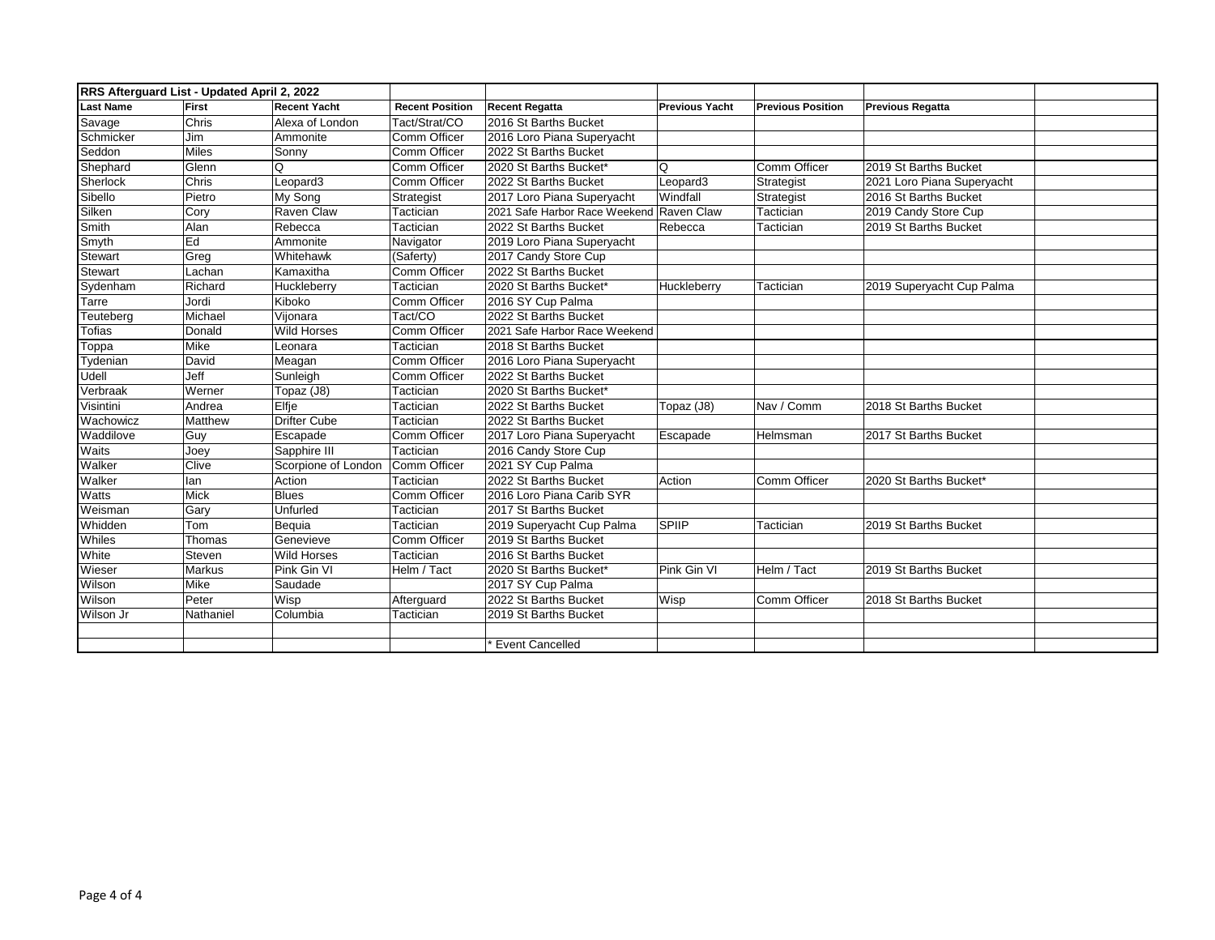| RRS Afterguard List - Updated April 2, 2022 | | | | | | | | |
|---|---|---|---|---|---|---|---|---|
| **Last Name** | **First** | **Recent Yacht** | **Recent Position** | **Recent Regatta** | **Previous Yacht** | **Previous Position** | **Previous Regatta** | |
| Savage | Chris | Alexa of London | Tact/Strat/CO | 2016 St Barths Bucket | | | | |
| Schmicker | Jim | Ammonite | Comm Officer | 2016 Loro Piana Superyacht | | | | |
| Seddon | Miles | Sonny | Comm Officer | 2022 St Barths Bucket | | | | |
| Shephard | Glenn | Q | Comm Officer | 2020 St Barths Bucket* | Q | Comm Officer | 2019 St Barths Bucket | |
| Sherlock | Chris | Leopard3 | Comm Officer | 2022 St Barths Bucket | Leopard3 | Strategist | 2021 Loro Piana Superyacht | |
| Sibello | Pietro | My Song | Strategist | 2017 Loro Piana Superyacht | Windfall | Strategist | 2016 St Barths Bucket | |
| Silken | Cory | Raven Claw | Tactician | 2021 Safe Harbor Race Weekend | Raven Claw | Tactician | 2019 Candy Store Cup | |
| Smith | Alan | Rebecca | Tactician | 2022 St Barths Bucket | Rebecca | Tactician | 2019 St Barths Bucket | |
| Smyth | Ed | Ammonite | Navigator | 2019 Loro Piana Superyacht | | | | |
| Stewart | Greg | Whitehawk | (Saferty) | 2017 Candy Store Cup | | | | |
| Stewart | Lachan | Kamaxitha | Comm Officer | 2022 St Barths Bucket | | | | |
| Sydenham | Richard | Huckleberry | Tactician | 2020 St Barths Bucket* | Huckleberry | Tactician | 2019 Superyacht Cup Palma | |
| Tarre | Jordi | Kiboko | Comm Officer | 2016 SY Cup Palma | | | | |
| Teuteberg | Michael | Vijonara | Tact/CO | 2022 St Barths Bucket | | | | |
| Tofias | Donald | Wild Horses | Comm Officer | 2021 Safe Harbor Race Weekend | | | | |
| Toppa | Mike | Leonara | Tactician | 2018 St Barths Bucket | | | | |
| Tydenian | David | Meagan | Comm Officer | 2016 Loro Piana Superyacht | | | | |
| Udell | Jeff | Sunleigh | Comm Officer | 2022 St Barths Bucket | | | | |
| Verbraak | Werner | Topaz (J8) | Tactician | 2020 St Barths Bucket* | | | | |
| Visintini | Andrea | Elfje | Tactician | 2022 St Barths Bucket | Topaz (J8) | Nav / Comm | 2018 St Barths Bucket | |
| Wachowicz | Matthew | Drifter Cube | Tactician | 2022 St Barths Bucket | | | | |
| Waddilove | Guy | Escapade | Comm Officer | 2017 Loro Piana Superyacht | Escapade | Helmsman | 2017 St Barths Bucket | |
| Waits | Joey | Sapphire III | Tactician | 2016 Candy Store Cup | | | | |
| Walker | Clive | Scorpione of London | Comm Officer | 2021 SY Cup Palma | | | | |
| Walker | Ian | Action | Tactician | 2022 St Barths Bucket | Action | Comm Officer | 2020 St Barths Bucket* | |
| Watts | Mick | Blues | Comm Officer | 2016 Loro Piana Carib SYR | | | | |
| Weisman | Gary | Unfurled | Tactician | 2017 St Barths Bucket | | | | |
| Whidden | Tom | Bequia | Tactician | 2019 Superyacht Cup Palma | SPIIP | Tactician | 2019 St Barths Bucket | |
| Whiles | Thomas | Genevieve | Comm Officer | 2019 St Barths Bucket | | | | |
| White | Steven | Wild Horses | Tactician | 2016 St Barths Bucket | | | | |
| Wieser | Markus | Pink Gin VI | Helm / Tact | 2020 St Barths Bucket* | Pink Gin VI | Helm / Tact | 2019 St Barths Bucket | |
| Wilson | Mike | Saudade | | 2017 SY Cup Palma | | | | |
| Wilson | Peter | Wisp | Afterguard | 2022 St Barths Bucket | Wisp | Comm Officer | 2018 St Barths Bucket | |
| Wilson Jr | Nathaniel | Columbia | Tactician | 2019 St Barths Bucket | | | | |
| | | | | | | | | |
| | | | | * Event Cancelled | | | | |